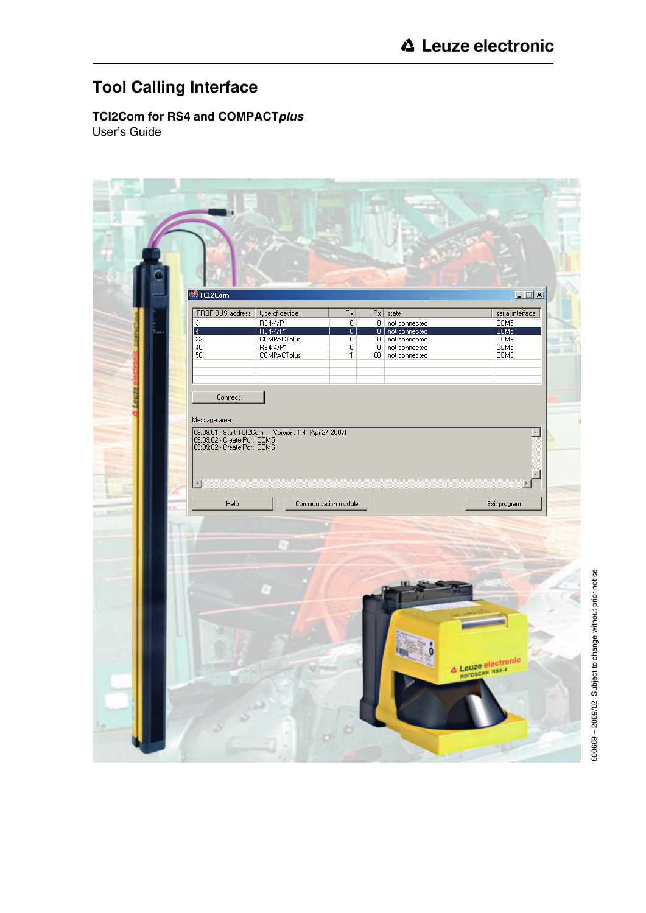Leuze electronic

# Tool Calling Interface

**TCI2Com for RS4 and COMPACT*plus***

User's Guide

600669 – 2009/02 Subject to change without prior notice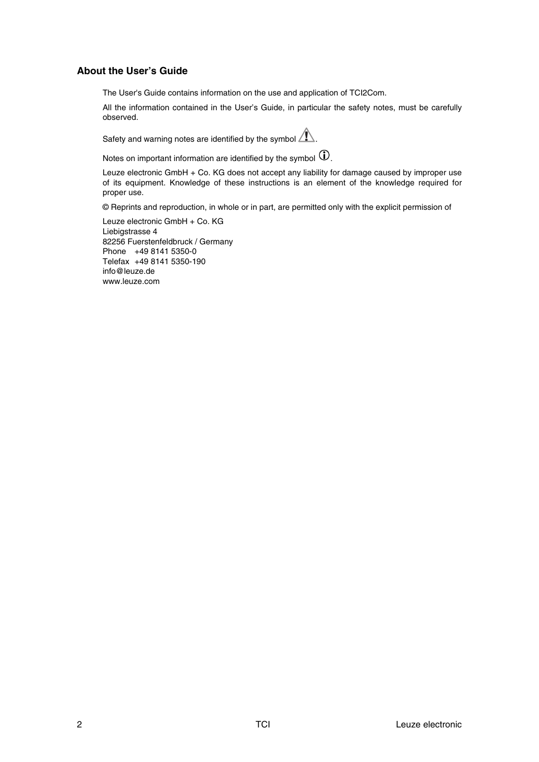## About the User's Guide

The User's Guide contains information on the use and application of TCI2Com.

All the information contained in the User's Guide, in particular the safety notes, must be carefully observed.

Safety and warning notes are identified by the symbol ⚠.

Notes on important information are identified by the symbol ⓘ.

Leuze electronic GmbH + Co. KG does not accept any liability for damage caused by improper use of its equipment. Knowledge of these instructions is an element of the knowledge required for proper use.

© Reprints and reproduction, in whole or in part, are permitted only with the explicit permission of

Leuze electronic GmbH + Co. KG
Liebigstrasse 4
82256 Fuerstenfeldbruck / Germany
Phone +49 8141 5350-0
Telefax +49 8141 5350-190
info@leuze.de
www.leuze.com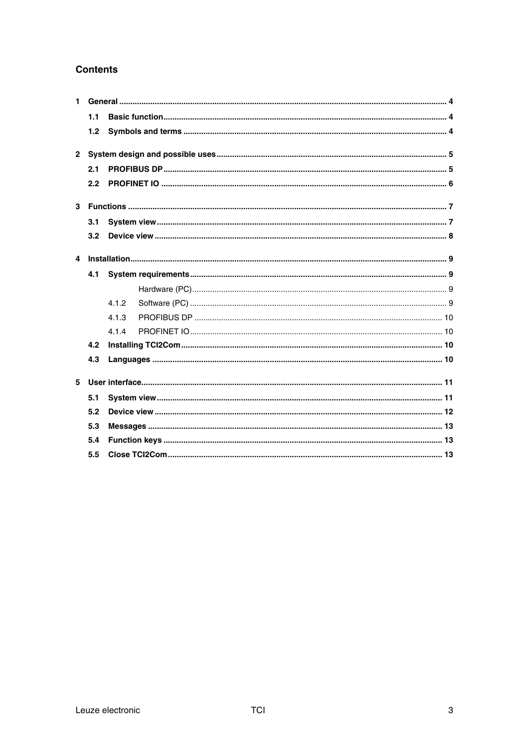## Contents

1 General .......... 4
  1.1 Basic function .......... 4
  1.2 Symbols and terms .......... 4

2 System design and possible uses .......... 5
  2.1 PROFIBUS DP .......... 5
  2.2 PROFINET IO .......... 6

3 Functions .......... 7
  3.1 System view .......... 7
  3.2 Device view .......... 8

4 Installation .......... 9
  4.1 System requirements .......... 9
    Hardware (PC) .......... 9
    4.1.2 Software (PC) .......... 9
    4.1.3 PROFIBUS DP .......... 10
    4.1.4 PROFINET IO .......... 10
  4.2 Installing TCI2Com .......... 10
  4.3 Languages .......... 10

5 User interface .......... 11
  5.1 System view .......... 11
  5.2 Device view .......... 12
  5.3 Messages .......... 13
  5.4 Function keys .......... 13
  5.5 Close TCI2Com .......... 13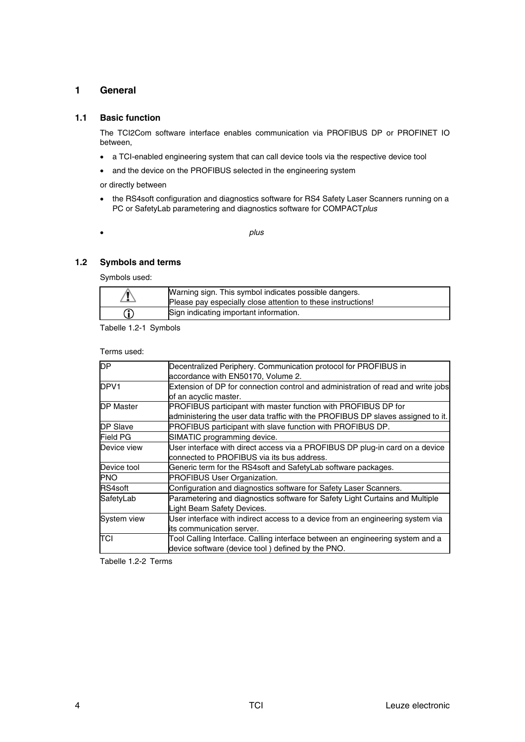# 1 General

## 1.1 Basic function

The TCI2Com software interface enables communication via PROFIBUS DP or PROFINET IO between,

- a TCI-enabled engineering system that can call device tools via the respective device tool
- and the device on the PROFIBUS selected in the engineering system

or directly between

- the RS4soft configuration and diagnostics software for RS4 Safety Laser Scanners running on a PC or SafetyLab parametering and diagnostics software for COMPACT*plus*
- *plus*

## 1.2 Symbols and terms

Symbols used:

| | |
|---|---|
| ⚠ | Warning sign. This symbol indicates possible dangers. Please pay especially close attention to these instructions! |
| ⓘ | Sign indicating important information. |

Tabelle 1.2-1 Symbols

Terms used:

| | |
|---|---|
| DP | Decentralized Periphery. Communication protocol for PROFIBUS in accordance with EN50170, Volume 2. |
| DPV1 | Extension of DP for connection control and administration of read and write jobs of an acyclic master. |
| DP Master | PROFIBUS participant with master function with PROFIBUS DP for administering the user data traffic with the PROFIBUS DP slaves assigned to it. |
| DP Slave | PROFIBUS participant with slave function with PROFIBUS DP. |
| Field PG | SIMATIC programming device. |
| Device view | User interface with direct access via a PROFIBUS DP plug-in card on a device connected to PROFIBUS via its bus address. |
| Device tool | Generic term for the RS4soft and SafetyLab software packages. |
| PNO | PROFIBUS User Organization. |
| RS4soft | Configuration and diagnostics software for Safety Laser Scanners. |
| SafetyLab | Parametering and diagnostics software for Safety Light Curtains and Multiple Light Beam Safety Devices. |
| System view | User interface with indirect access to a device from an engineering system via its communication server. |
| TCI | Tool Calling Interface. Calling interface between an engineering system and a device software (device tool ) defined by the PNO. |

Tabelle 1.2-2 Terms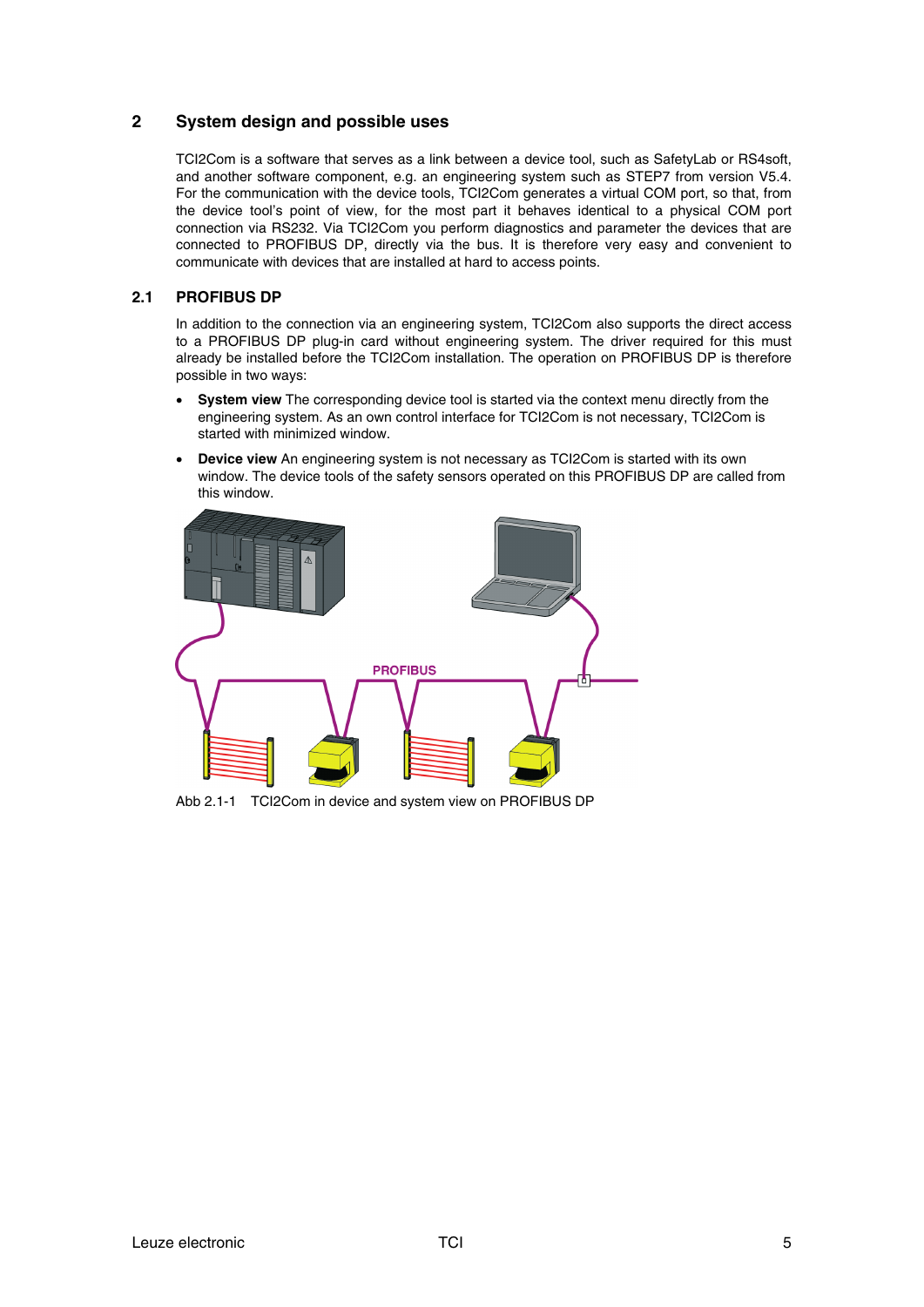## 2 System design and possible uses

TCI2Com is a software that serves as a link between a device tool, such as SafetyLab or RS4soft, and another software component, e.g. an engineering system such as STEP7 from version V5.4. For the communication with the device tools, TCI2Com generates a virtual COM port, so that, from the device tool's point of view, for the most part it behaves identical to a physical COM port connection via RS232. Via TCI2Com you perform diagnostics and parameter the devices that are connected to PROFIBUS DP, directly via the bus. It is therefore very easy and convenient to communicate with devices that are installed at hard to access points.

### 2.1 PROFIBUS DP

In addition to the connection via an engineering system, TCI2Com also supports the direct access to a PROFIBUS DP plug-in card without engineering system. The driver required for this must already be installed before the TCI2Com installation. The operation on PROFIBUS DP is therefore possible in two ways:

- **System view** The corresponding device tool is started via the context menu directly from the engineering system. As an own control interface for TCI2Com is not necessary, TCI2Com is started with minimized window.
- **Device view** An engineering system is not necessary as TCI2Com is started with its own window. The device tools of the safety sensors operated on this PROFIBUS DP are called from this window.

Abb 2.1-1 TCI2Com in device and system view on PROFIBUS DP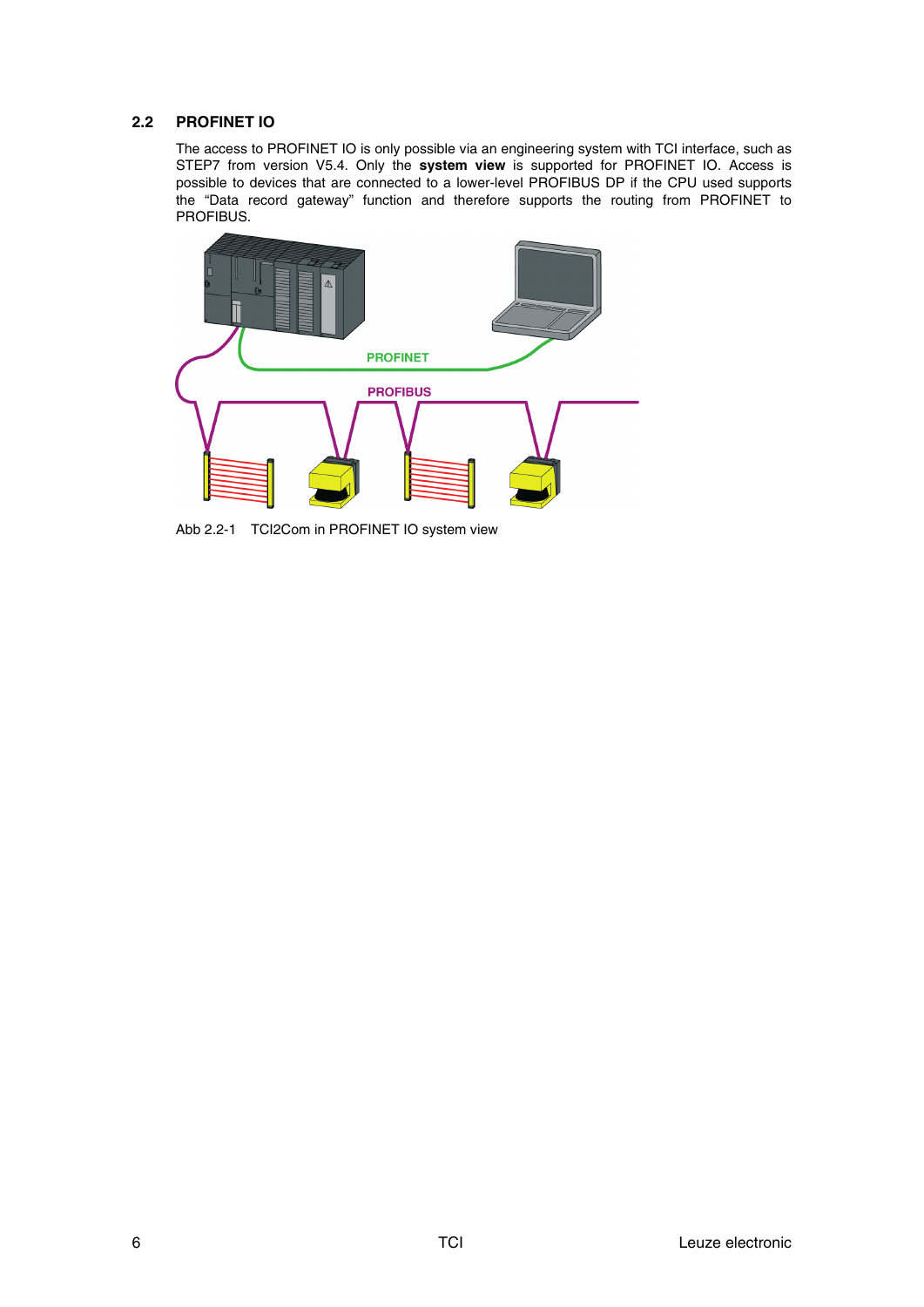## 2.2 PROFINET IO

The access to PROFINET IO is only possible via an engineering system with TCI interface, such as STEP7 from version V5.4. Only the **system view** is supported for PROFINET IO. Access is possible to devices that are connected to a lower-level PROFIBUS DP if the CPU used supports the “Data record gateway” function and therefore supports the routing from PROFINET to PROFIBUS.

Abb 2.2-1 TCI2Com in PROFINET IO system view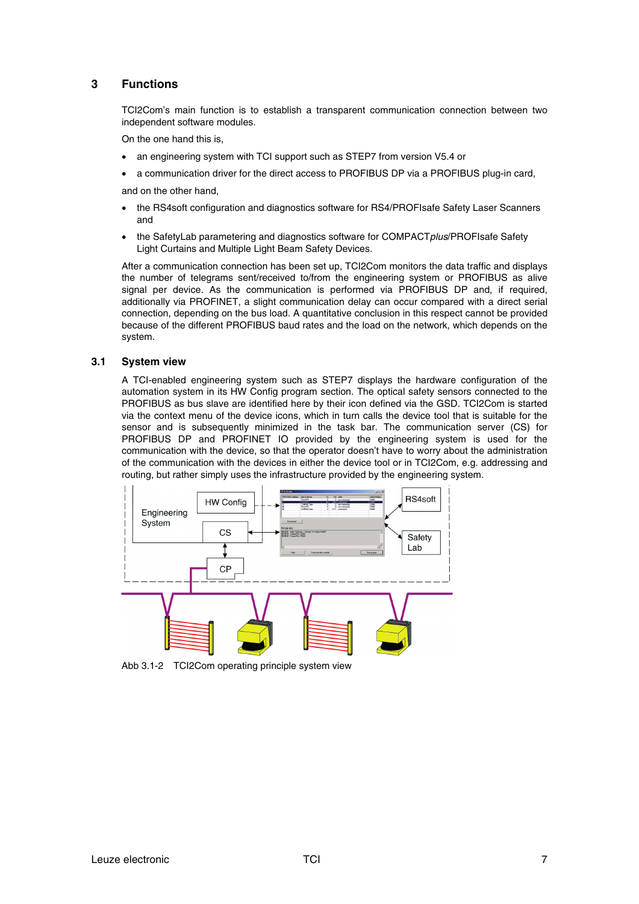# 3 Functions

TCI2Com's main function is to establish a transparent communication connection between two independent software modules.

On the one hand this is,

- an engineering system with TCI support such as STEP7 from version V5.4 or
- a communication driver for the direct access to PROFIBUS DP via a PROFIBUS plug-in card,

and on the other hand,

- the RS4soft configuration and diagnostics software for RS4/PROFIsafe Safety Laser Scanners and
- the SafetyLab parametering and diagnostics software for COMPACT*plus*/PROFIsafe Safety Light Curtains and Multiple Light Beam Safety Devices.

After a communication connection has been set up, TCI2Com monitors the data traffic and displays the number of telegrams sent/received to/from the engineering system or PROFIBUS as alive signal per device. As the communication is performed via PROFIBUS DP and, if required, additionally via PROFINET, a slight communication delay can occur compared with a direct serial connection, depending on the bus load. A quantitative conclusion in this respect cannot be provided because of the different PROFIBUS baud rates and the load on the network, which depends on the system.

## 3.1 System view

A TCI-enabled engineering system such as STEP7 displays the hardware configuration of the automation system in its HW Config program section. The optical safety sensors connected to the PROFIBUS as bus slave are identified here by their icon defined via the GSD. TCI2Com is started via the context menu of the device icons, which in turn calls the device tool that is suitable for the sensor and is subsequently minimized in the task bar. The communication server (CS) for PROFIBUS DP and PROFINET IO provided by the engineering system is used for the communication with the device, so that the operator doesn't have to worry about the administration of the communication with the devices in either the device tool or in TCI2Com, e.g. addressing and routing, but rather simply uses the infrastructure provided by the engineering system.

Abb 3.1-2 TCI2Com operating principle system view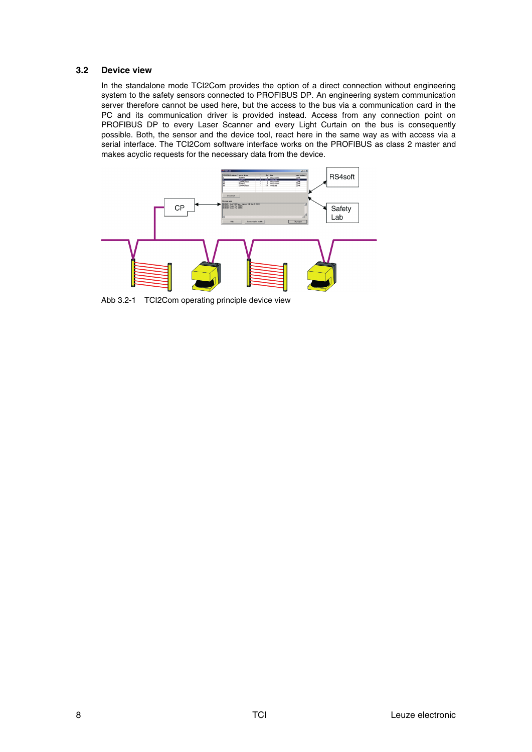### 3.2 Device view

In the standalone mode TCI2Com provides the option of a direct connection without engineering system to the safety sensors connected to PROFIBUS DP. An engineering system communication server therefore cannot be used here, but the access to the bus via a communication card in the PC and its communication driver is provided instead. Access from any connection point on PROFIBUS DP to every Laser Scanner and every Light Curtain on the bus is consequently possible. Both, the sensor and the device tool, react here in the same way as with access via a serial interface. The TCI2Com software interface works on the PROFIBUS as class 2 master and makes acyclic requests for the necessary data from the device.

Abb 3.2-1 TCI2Com operating principle device view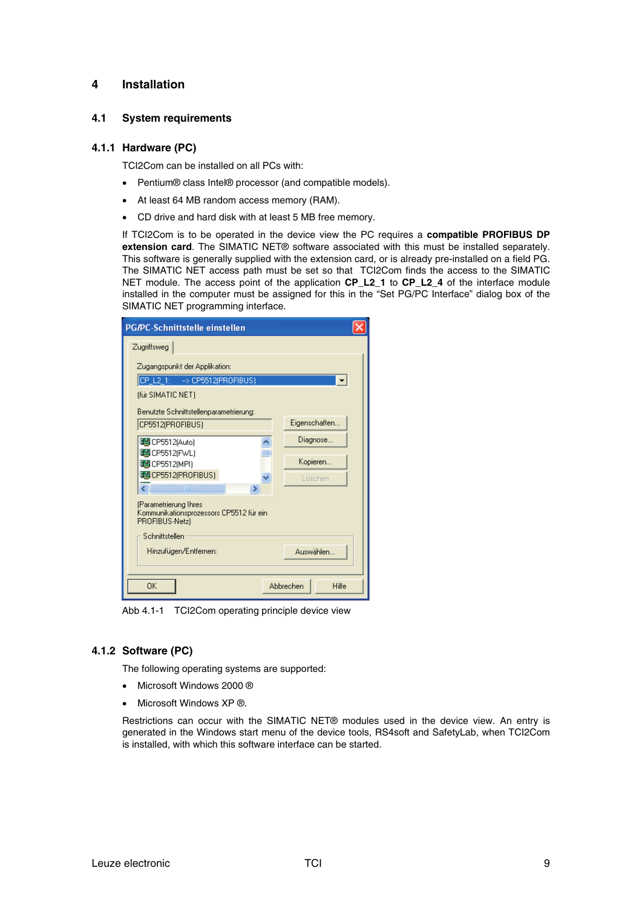# 4 Installation

## 4.1 System requirements

### 4.1.1 Hardware (PC)

TCI2Com can be installed on all PCs with:

- Pentium® class Intel® processor (and compatible models).
- At least 64 MB random access memory (RAM).
- CD drive and hard disk with at least 5 MB free memory.

If TCI2Com is to be operated in the device view the PC requires a **compatible PROFIBUS DP extension card**. The SIMATIC NET® software associated with this must be installed separately. This software is generally supplied with the extension card, or is already pre-installed on a field PG. The SIMATIC NET access path must be set so that TCI2Com finds the access to the SIMATIC NET module. The access point of the application **CP_L2_1** to **CP_L2_4** of the interface module installed in the computer must be assigned for this in the “Set PG/PC Interface” dialog box of the SIMATIC NET programming interface.

Abb 4.1-1 TCI2Com operating principle device view

### 4.1.2 Software (PC)

The following operating systems are supported:

- Microsoft Windows 2000 ®
- Microsoft Windows XP ®.

Restrictions can occur with the SIMATIC NET® modules used in the device view. An entry is generated in the Windows start menu of the device tools, RS4soft and SafetyLab, when TCI2Com is installed, with which this software interface can be started.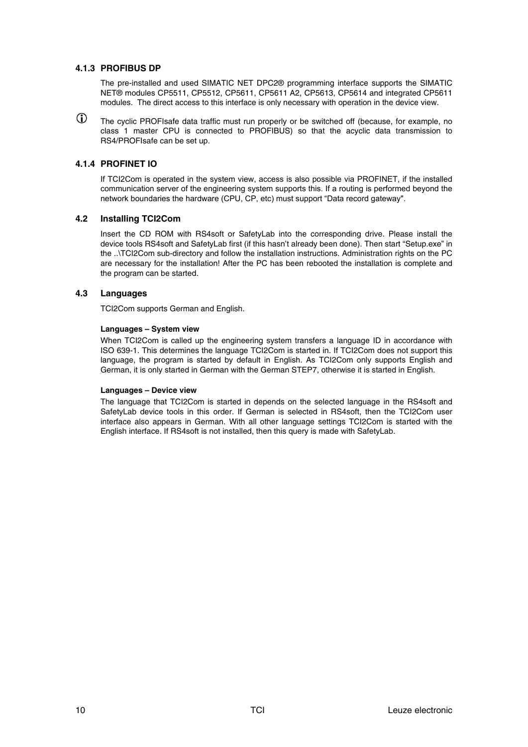### 4.1.3 PROFIBUS DP

The pre-installed and used SIMATIC NET DPC2® programming interface supports the SIMATIC NET® modules CP5511, CP5512, CP5611, CP5611 A2, CP5613, CP5614 and integrated CP5611 modules. The direct access to this interface is only necessary with operation in the device view.

ⓘ The cyclic PROFIsafe data traffic must run properly or be switched off (because, for example, no class 1 master CPU is connected to PROFIBUS) so that the acyclic data transmission to RS4/PROFIsafe can be set up.

### 4.1.4 PROFINET IO

If TCI2Com is operated in the system view, access is also possible via PROFINET, if the installed communication server of the engineering system supports this. If a routing is performed beyond the network boundaries the hardware (CPU, CP, etc) must support “Data record gateway".

## 4.2 Installing TCI2Com

Insert the CD ROM with RS4soft or SafetyLab into the corresponding drive. Please install the device tools RS4soft and SafetyLab first (if this hasn’t already been done). Then start “Setup.exe” in the ..\TCI2Com sub-directory and follow the installation instructions. Administration rights on the PC are necessary for the installation! After the PC has been rebooted the installation is complete and the program can be started.

## 4.3 Languages

TCI2Com supports German and English.

**Languages – System view**

When TCI2Com is called up the engineering system transfers a language ID in accordance with ISO 639-1. This determines the language TCI2Com is started in. If TCI2Com does not support this language, the program is started by default in English. As TCI2Com only supports English and German, it is only started in German with the German STEP7, otherwise it is started in English.

**Languages – Device view**

The language that TCI2Com is started in depends on the selected language in the RS4soft and SafetyLab device tools in this order. If German is selected in RS4soft, then the TCI2Com user interface also appears in German. With all other language settings TCI2Com is started with the English interface. If RS4soft is not installed, then this query is made with SafetyLab.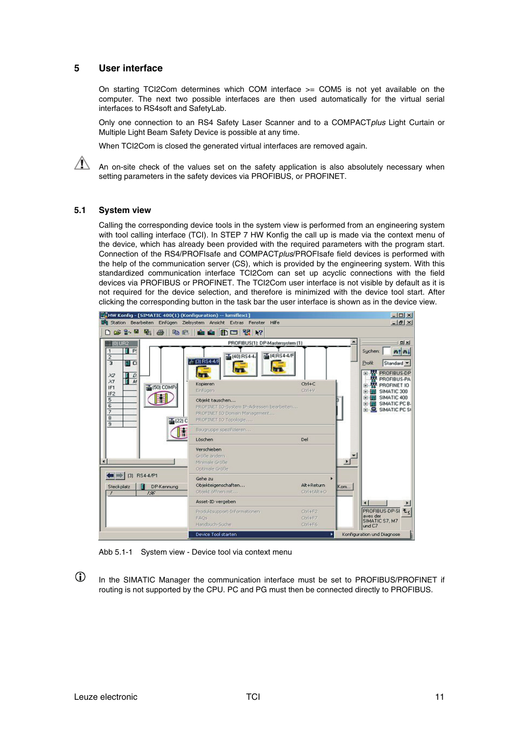# 5 User interface

On starting TCI2Com determines which COM interface >= COM5 is not yet available on the computer. The next two possible interfaces are then used automatically for the virtual serial interfaces to RS4soft and SafetyLab.

Only one connection to an RS4 Safety Laser Scanner and to a COMPACT*plus* Light Curtain or Multiple Light Beam Safety Device is possible at any time.

When TCI2Com is closed the generated virtual interfaces are removed again.

⚠ An on-site check of the values set on the safety application is also absolutely necessary when setting parameters in the safety devices via PROFIBUS, or PROFINET.

## 5.1 System view

Calling the corresponding device tools in the system view is performed from an engineering system with tool calling interface (TCI). In STEP 7 HW Konfig the call up is made via the context menu of the device, which has already been provided with the required parameters with the program start. Connection of the RS4/PROFIsafe and COMPACT*plus*/PROFIsafe field devices is performed with the help of the communication server (CS), which is provided by the engineering system. With this standardized communication interface TCI2Com can set up acyclic connections with the field devices via PROFIBUS or PROFINET. The TCI2Com user interface is not visible by default as it is not required for the device selection, and therefore is minimized with the device tool start. After clicking the corresponding button in the task bar the user interface is shown as in the device view.

Abb 5.1-1 System view - Device tool via context menu

ⓘ In the SIMATIC Manager the communication interface must be set to PROFIBUS/PROFINET if routing is not supported by the CPU. PC and PG must then be connected directly to PROFIBUS.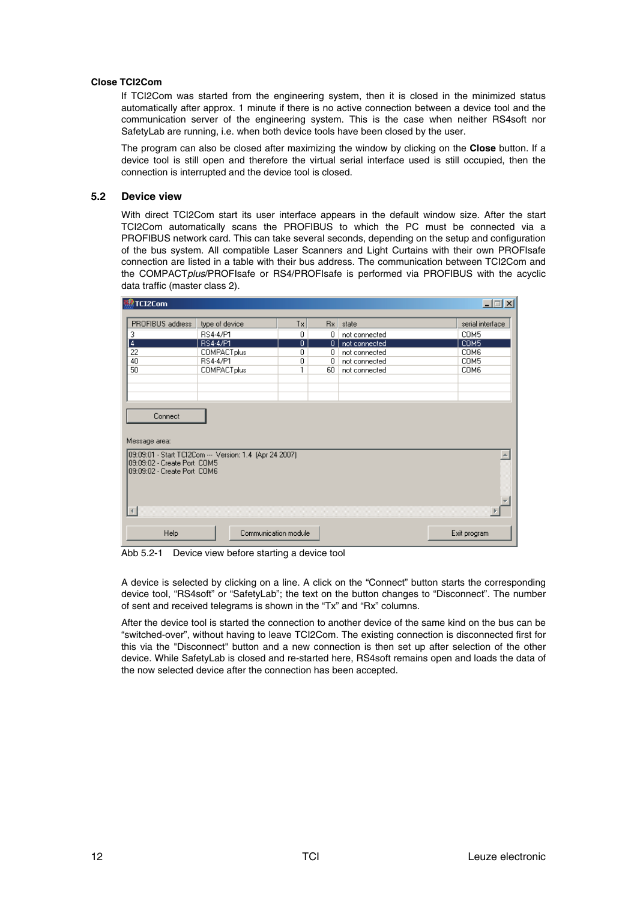**Close TCI2Com**

If TCI2Com was started from the engineering system, then it is closed in the minimized status automatically after approx. 1 minute if there is no active connection between a device tool and the communication server of the engineering system. This is the case when neither RS4soft nor SafetyLab are running, i.e. when both device tools have been closed by the user.

The program can also be closed after maximizing the window by clicking on the **Close** button. If a device tool is still open and therefore the virtual serial interface used is still occupied, then the connection is interrupted and the device tool is closed.

## 5.2 Device view

With direct TCI2Com start its user interface appears in the default window size. After the start TCI2Com automatically scans the PROFIBUS to which the PC must be connected via a PROFIBUS network card. This can take several seconds, depending on the setup and configuration of the bus system. All compatible Laser Scanners and Light Curtains with their own PROFIsafe connection are listed in a table with their bus address. The communication between TCI2Com and the COMPACT*plus*/PROFIsafe or RS4/PROFIsafe is performed via PROFIBUS with the acyclic data traffic (master class 2).

TCI2Com

| PROFIBUS address | type of device | Tx | Rx | state | serial interface |
|---|---|---|---|---|---|
| 3 | RS4-4/P1 | 0 | 0 | not connected | COM5 |
| 4 | RS4-4/P1 | 0 | 0 | not connected | COM5 |
| 22 | COMPACTplus | 0 | 0 | not connected | COM6 |
| 40 | RS4-4/P1 | 0 | 0 | not connected | COM5 |
| 50 | COMPACTplus | 1 | 60 | not connected | COM6 |

Connect

Message area:

```
09:09:01 - Start TCI2Com --- Version: 1.4 (Apr 24 2007)
09:09:02 - Create Port COM5
09:09:02 - Create Port COM6
```

Help | Communication module | Exit program

Abb 5.2-1 Device view before starting a device tool

A device is selected by clicking on a line. A click on the "Connect" button starts the corresponding device tool, "RS4soft" or "SafetyLab"; the text on the button changes to "Disconnect". The number of sent and received telegrams is shown in the "Tx" and "Rx" columns.

After the device tool is started the connection to another device of the same kind on the bus can be "switched-over", without having to leave TCI2Com. The existing connection is disconnected first for this via the "Disconnect" button and a new connection is then set up after selection of the other device. While SafetyLab is closed and re-started here, RS4soft remains open and loads the data of the now selected device after the connection has been accepted.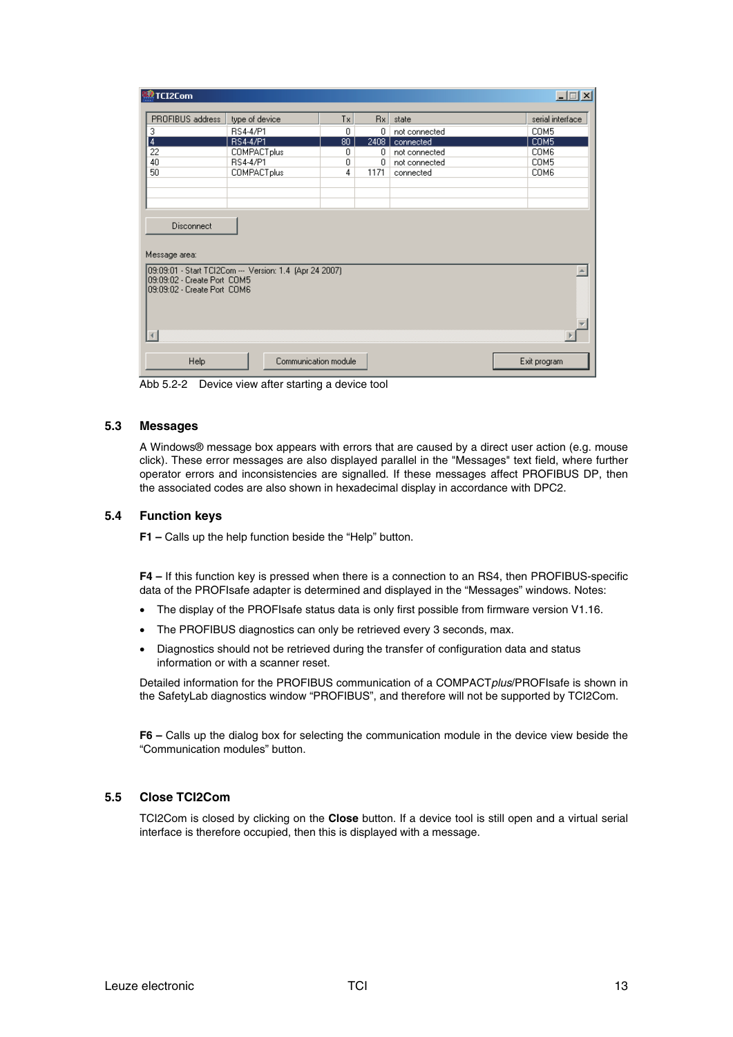| PROFIBUS address | type of device | Tx | Rx | state | serial interface |
|---|---|---|---|---|---|
| 3 | RS4-4/P1 | 0 | 0 | not connected | COM5 |
| 4 | RS4-4/P1 | 80 | 2408 | connected | COM5 |
| 22 | COMPACTplus | 0 | 0 | not connected | COM6 |
| 40 | RS4-4/P1 | 0 | 0 | not connected | COM5 |
| 50 | COMPACTplus | 4 | 1171 | connected | COM6 |

Disconnect

Message area:

09:09:01 - Start TCI2Com --- Version: 1.4 (Apr 24 2007)
09:09:02 - Create Port COM5
09:09:02 - Create Port COM6

Help | Communication module | Exit program

Abb 5.2-2 Device view after starting a device tool

## 5.3 Messages

A Windows® message box appears with errors that are caused by a direct user action (e.g. mouse click). These error messages are also displayed parallel in the "Messages" text field, where further operator errors and inconsistencies are signalled. If these messages affect PROFIBUS DP, then the associated codes are also shown in hexadecimal display in accordance with DPC2.

## 5.4 Function keys

**F1 –** Calls up the help function beside the "Help" button.

**F4 –** If this function key is pressed when there is a connection to an RS4, then PROFIBUS-specific data of the PROFIsafe adapter is determined and displayed in the "Messages" windows. Notes:

- The display of the PROFIsafe status data is only first possible from firmware version V1.16.
- The PROFIBUS diagnostics can only be retrieved every 3 seconds, max.
- Diagnostics should not be retrieved during the transfer of configuration data and status information or with a scanner reset.

Detailed information for the PROFIBUS communication of a COMPACT*plus*/PROFIsafe is shown in the SafetyLab diagnostics window "PROFIBUS", and therefore will not be supported by TCI2Com.

**F6 –** Calls up the dialog box for selecting the communication module in the device view beside the "Communication modules" button.

## 5.5 Close TCI2Com

TCI2Com is closed by clicking on the **Close** button. If a device tool is still open and a virtual serial interface is therefore occupied, then this is displayed with a message.